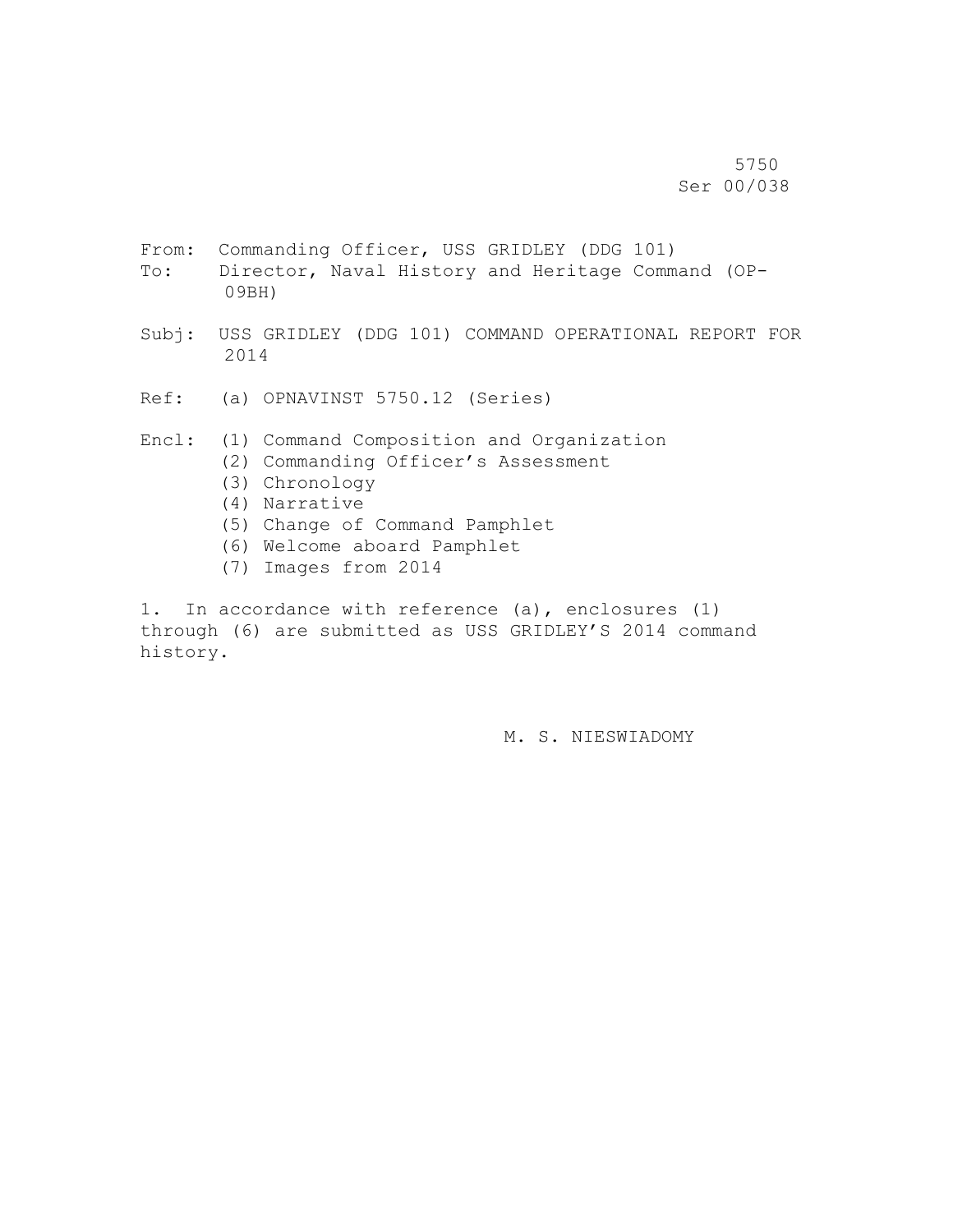5750
Ser 00/038

From: Commanding Officer, USS GRIDLEY (DDG 101)
To: Director, Naval History and Heritage Command (OP-09BH)

Subj: USS GRIDLEY (DDG 101) COMMAND OPERATIONAL REPORT FOR 2014

Ref: (a) OPNAVINST 5750.12 (Series)

Encl: (1) Command Composition and Organization
(2) Commanding Officer's Assessment
(3) Chronology
(4) Narrative
(5) Change of Command Pamphlet
(6) Welcome aboard Pamphlet
(7) Images from 2014

1. In accordance with reference (a), enclosures (1) through (6) are submitted as USS GRIDLEY'S 2014 command history.

M. S. NIESWIADOMY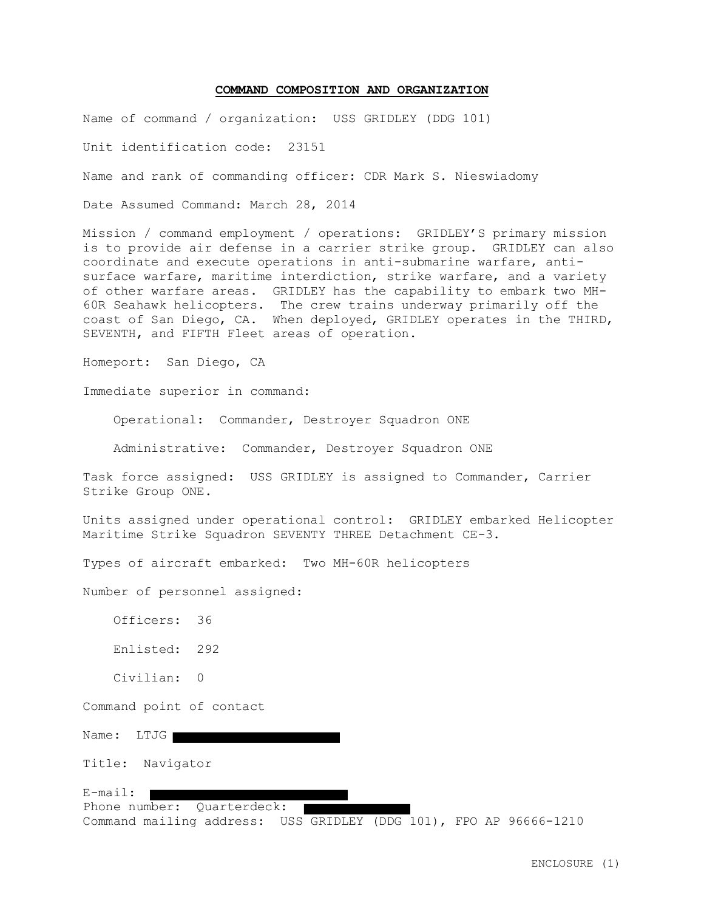## COMMAND COMPOSITION AND ORGANIZATION

Name of command / organization: USS GRIDLEY (DDG 101)

Unit identification code: 23151

Name and rank of commanding officer: CDR Mark S. Nieswiadomy

Date Assumed Command: March 28, 2014

Mission / command employment / operations: GRIDLEY'S primary mission is to provide air defense in a carrier strike group. GRIDLEY can also coordinate and execute operations in anti-submarine warfare, anti-surface warfare, maritime interdiction, strike warfare, and a variety of other warfare areas. GRIDLEY has the capability to embark two MH-60R Seahawk helicopters. The crew trains underway primarily off the coast of San Diego, CA. When deployed, GRIDLEY operates in the THIRD, SEVENTH, and FIFTH Fleet areas of operation.

Homeport: San Diego, CA

Immediate superior in command:

Operational: Commander, Destroyer Squadron ONE

Administrative: Commander, Destroyer Squadron ONE

Task force assigned: USS GRIDLEY is assigned to Commander, Carrier Strike Group ONE.

Units assigned under operational control: GRIDLEY embarked Helicopter Maritime Strike Squadron SEVENTY THREE Detachment CE-3.

Types of aircraft embarked: Two MH-60R helicopters

Number of personnel assigned:

Officers: 36

Enlisted: 292

Civilian: 0

Command point of contact

Name: LTJG [REDACTED]

Title: Navigator

E-mail: [REDACTED]
Phone number: Quarterdeck: [REDACTED]
Command mailing address: USS GRIDLEY (DDG 101), FPO AP 96666-1210

ENCLOSURE (1)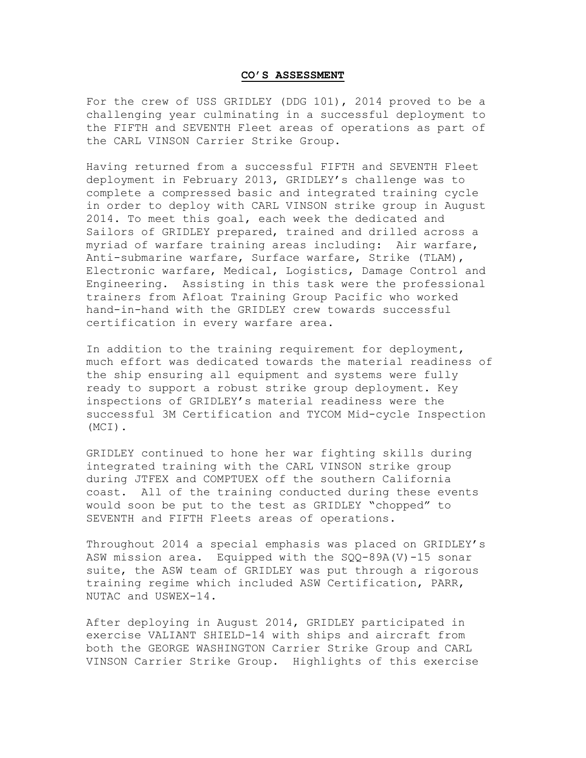## CO'S ASSESSMENT

For the crew of USS GRIDLEY (DDG 101), 2014 proved to be a challenging year culminating in a successful deployment to the FIFTH and SEVENTH Fleet areas of operations as part of the CARL VINSON Carrier Strike Group.

Having returned from a successful FIFTH and SEVENTH Fleet deployment in February 2013, GRIDLEY's challenge was to complete a compressed basic and integrated training cycle in order to deploy with CARL VINSON strike group in August 2014. To meet this goal, each week the dedicated and Sailors of GRIDLEY prepared, trained and drilled across a myriad of warfare training areas including: Air warfare, Anti-submarine warfare, Surface warfare, Strike (TLAM), Electronic warfare, Medical, Logistics, Damage Control and Engineering. Assisting in this task were the professional trainers from Afloat Training Group Pacific who worked hand-in-hand with the GRIDLEY crew towards successful certification in every warfare area.

In addition to the training requirement for deployment, much effort was dedicated towards the material readiness of the ship ensuring all equipment and systems were fully ready to support a robust strike group deployment. Key inspections of GRIDLEY's material readiness were the successful 3M Certification and TYCOM Mid-cycle Inspection (MCI).

GRIDLEY continued to hone her war fighting skills during integrated training with the CARL VINSON strike group during JTFEX and COMPTUEX off the southern California coast. All of the training conducted during these events would soon be put to the test as GRIDLEY "chopped" to SEVENTH and FIFTH Fleets areas of operations.

Throughout 2014 a special emphasis was placed on GRIDLEY's ASW mission area. Equipped with the SQQ-89A(V)-15 sonar suite, the ASW team of GRIDLEY was put through a rigorous training regime which included ASW Certification, PARR, NUTAC and USWEX-14.

After deploying in August 2014, GRIDLEY participated in exercise VALIANT SHIELD-14 with ships and aircraft from both the GEORGE WASHINGTON Carrier Strike Group and CARL VINSON Carrier Strike Group. Highlights of this exercise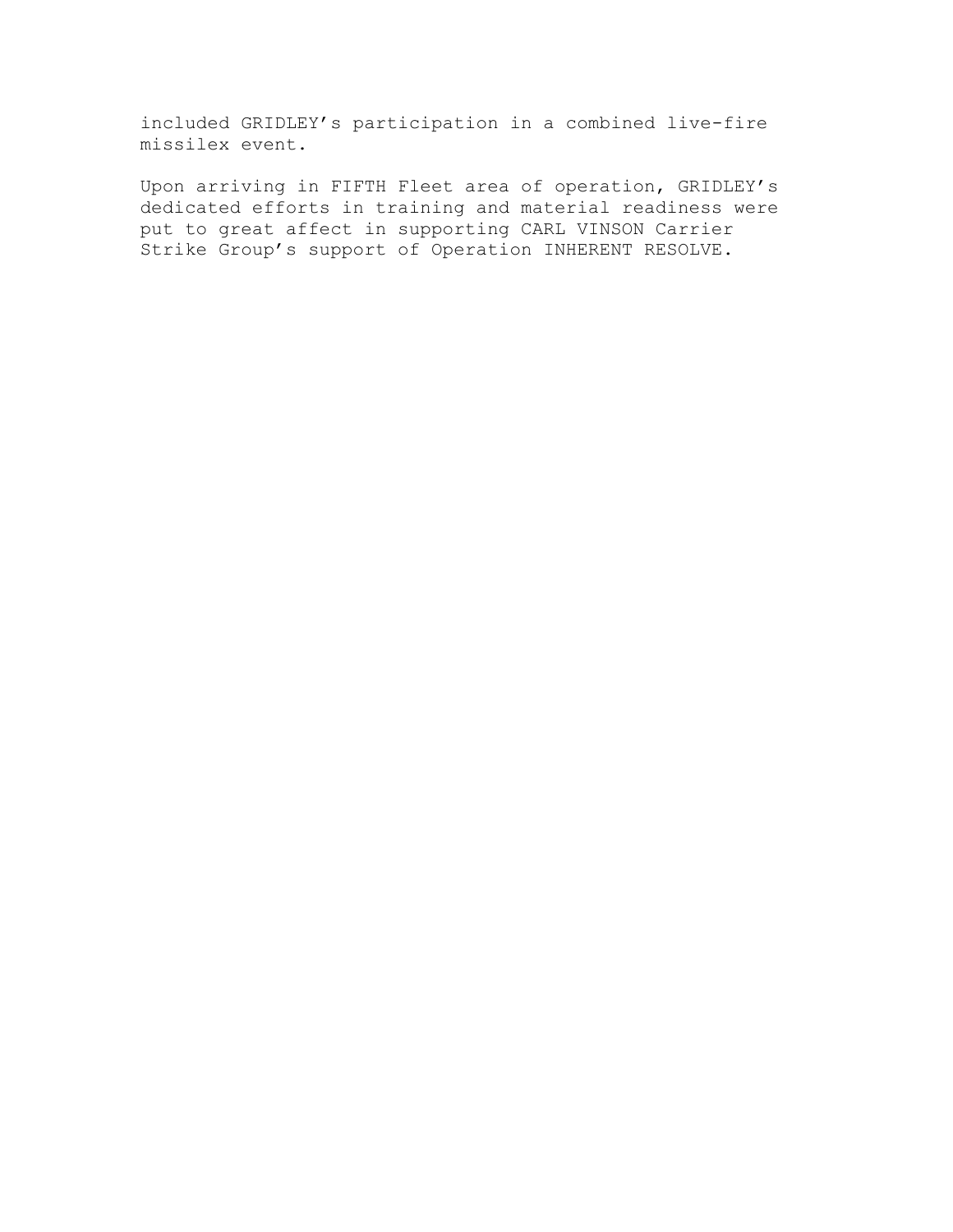included GRIDLEY's participation in a combined live-fire missilex event.

Upon arriving in FIFTH Fleet area of operation, GRIDLEY's dedicated efforts in training and material readiness were put to great affect in supporting CARL VINSON Carrier Strike Group's support of Operation INHERENT RESOLVE.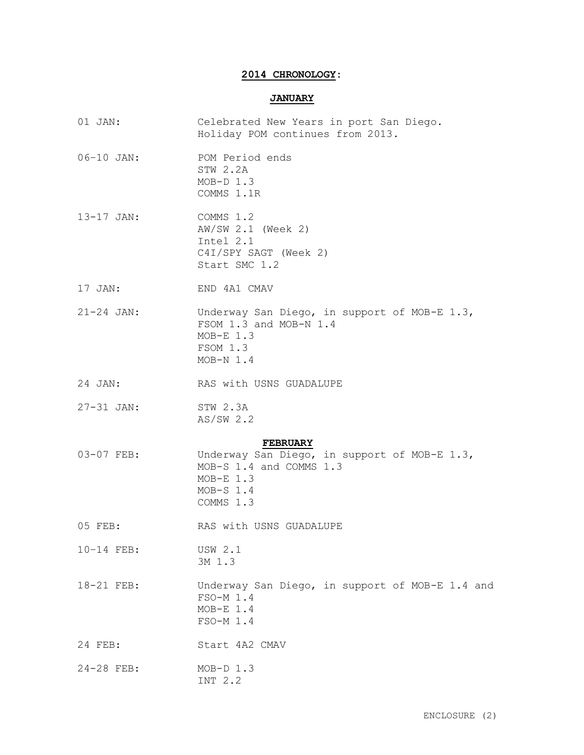## 2014 CHRONOLOGY:

### JANUARY

| | |
|---|---|
| 01 JAN: | Celebrated New Years in port San Diego.<br>Holiday POM continues from 2013. |
| 06-10 JAN: | POM Period ends<br>STW 2.2A<br>MOB-D 1.3<br>COMMS 1.1R |
| 13-17 JAN: | COMMS 1.2<br>AW/SW 2.1 (Week 2)<br>Intel 2.1<br>C4I/SPY SAGT (Week 2)<br>Start SMC 1.2 |
| 17 JAN: | END 4A1 CMAV |
| 21-24 JAN: | Underway San Diego, in support of MOB-E 1.3, FSOM 1.3 and MOB-N 1.4<br>MOB-E 1.3<br>FSOM 1.3<br>MOB-N 1.4 |
| 24 JAN: | RAS with USNS GUADALUPE |
| 27-31 JAN: | STW 2.3A<br>AS/SW 2.2 |

### FEBRUARY

| | |
|---|---|
| 03-07 FEB: | Underway San Diego, in support of MOB-E 1.3, MOB-S 1.4 and COMMS 1.3<br>MOB-E 1.3<br>MOB-S 1.4<br>COMMS 1.3 |
| 05 FEB: | RAS with USNS GUADALUPE |
| 10-14 FEB: | USW 2.1<br>3M 1.3 |
| 18-21 FEB: | Underway San Diego, in support of MOB-E 1.4 and FSO-M 1.4<br>MOB-E 1.4<br>FSO-M 1.4 |
| 24 FEB: | Start 4A2 CMAV |
| 24-28 FEB: | MOB-D 1.3<br>INT 2.2 |

ENCLOSURE (2)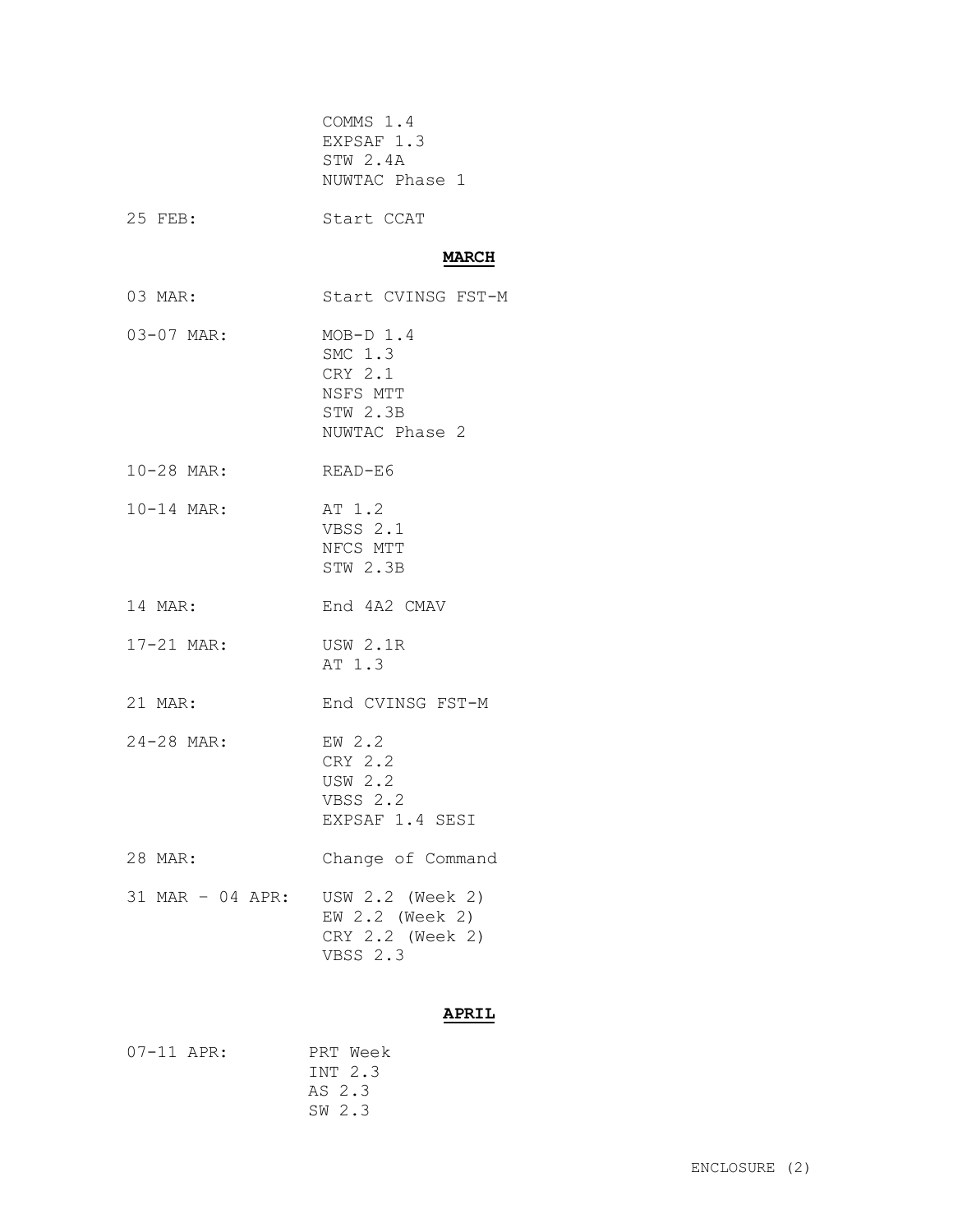| | |
|---|---|
| | COMMS 1.4<br>EXPSAF 1.3<br>STW 2.4A<br>NUWTAC Phase 1 |
| 25 FEB: | Start CCAT |

**MARCH**

| | |
|---|---|
| 03 MAR: | Start CVINSG FST-M |
| 03-07 MAR: | MOB-D 1.4<br>SMC 1.3<br>CRY 2.1<br>NSFS MTT<br>STW 2.3B<br>NUWTAC Phase 2 |
| 10-28 MAR: | READ-E6 |
| 10-14 MAR: | AT 1.2<br>VBSS 2.1<br>NFCS MTT<br>STW 2.3B |
| 14 MAR: | End 4A2 CMAV |
| 17-21 MAR: | USW 2.1R<br>AT 1.3 |
| 21 MAR: | End CVINSG FST-M |
| 24-28 MAR: | EW 2.2<br>CRY 2.2<br>USW 2.2<br>VBSS 2.2<br>EXPSAF 1.4 SESI |
| 28 MAR: | Change of Command |
| 31 MAR – 04 APR: | USW 2.2 (Week 2)<br>EW 2.2 (Week 2)<br>CRY 2.2 (Week 2)<br>VBSS 2.3 |

**APRIL**

| | |
|---|---|
| 07-11 APR: | PRT Week<br>INT 2.3<br>AS 2.3<br>SW 2.3 |

ENCLOSURE (2)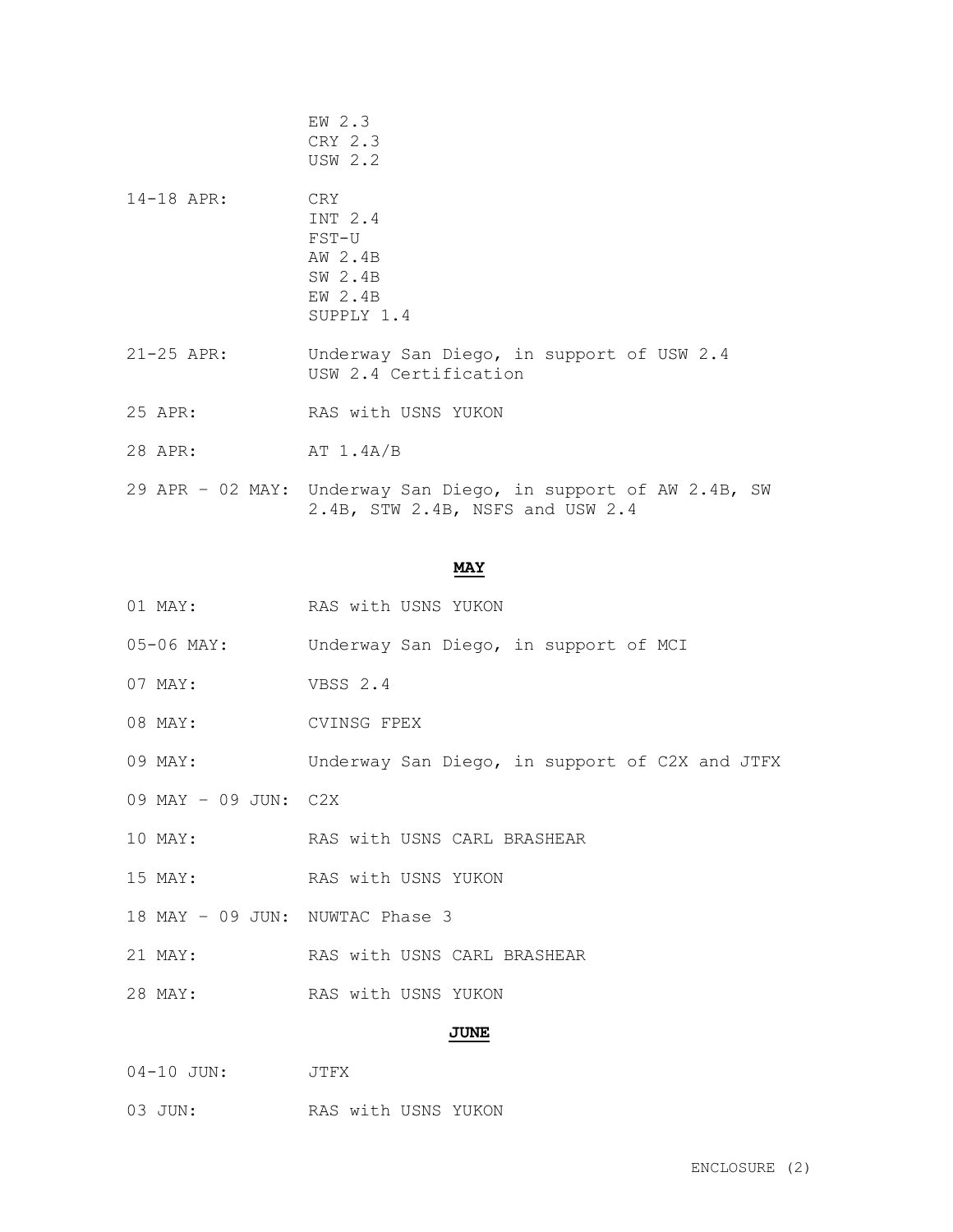EW 2.3
CRY 2.3
USW 2.2

14-18 APR: CRY
INT 2.4
FST-U
AW 2.4B
SW 2.4B
EW 2.4B
SUPPLY 1.4

21-25 APR: Underway San Diego, in support of USW 2.4
USW 2.4 Certification

25 APR: RAS with USNS YUKON

28 APR: AT 1.4A/B

29 APR – 02 MAY: Underway San Diego, in support of AW 2.4B, SW 2.4B, STW 2.4B, NSFS and USW 2.4

**MAY**

01 MAY: RAS with USNS YUKON

05-06 MAY: Underway San Diego, in support of MCI

07 MAY: VBSS 2.4

08 MAY: CVINSG FPEX

09 MAY: Underway San Diego, in support of C2X and JTFX

09 MAY – 09 JUN: C2X

10 MAY: RAS with USNS CARL BRASHEAR

15 MAY: RAS with USNS YUKON

18 MAY – 09 JUN: NUWTAC Phase 3

21 MAY: RAS with USNS CARL BRASHEAR

28 MAY: RAS with USNS YUKON

**JUNE**

04-10 JUN: JTFX

03 JUN: RAS with USNS YUKON

ENCLOSURE (2)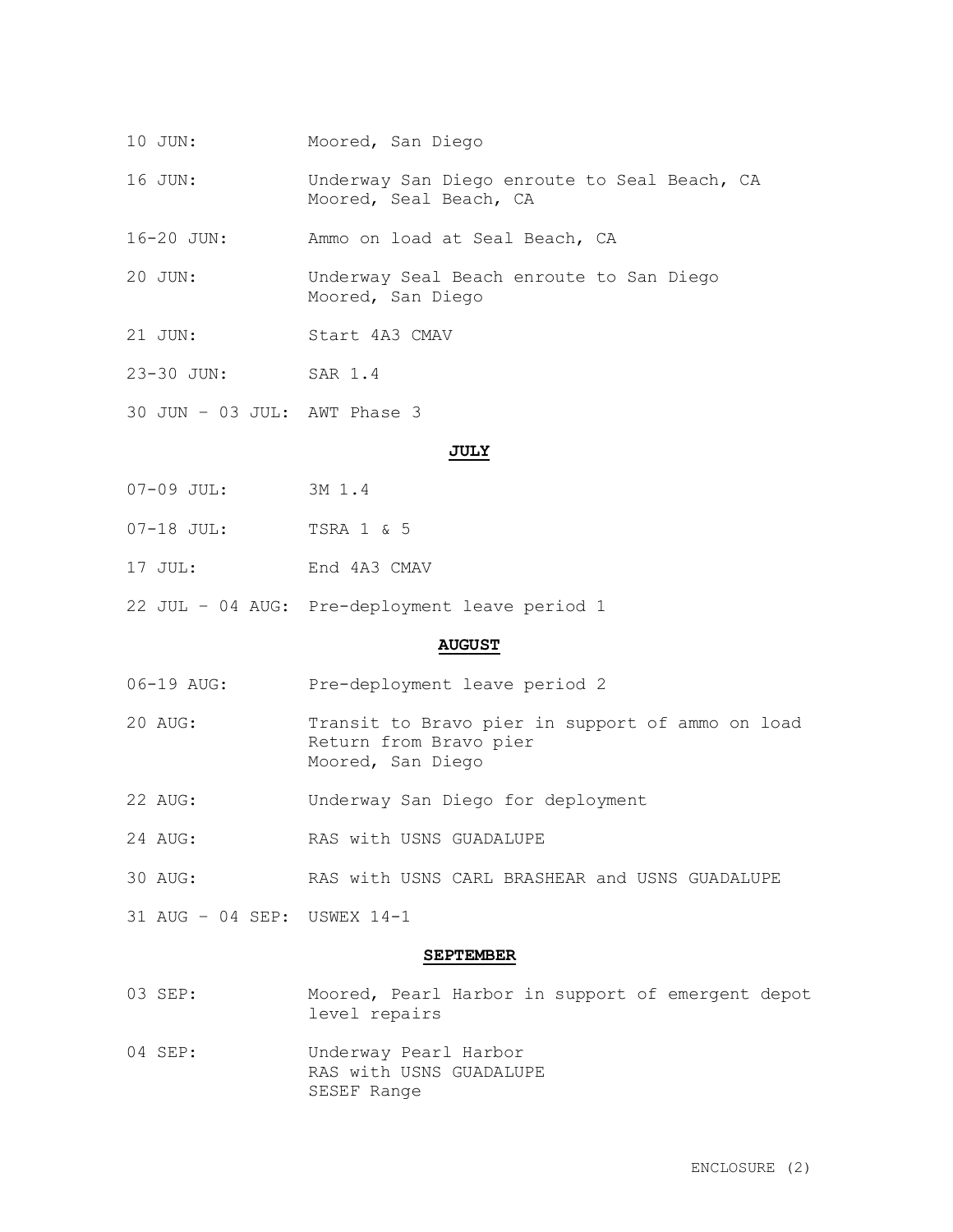10 JUN: Moored, San Diego

16 JUN: Underway San Diego enroute to Seal Beach, CA
Moored, Seal Beach, CA

16-20 JUN: Ammo on load at Seal Beach, CA

20 JUN: Underway Seal Beach enroute to San Diego
Moored, San Diego

21 JUN: Start 4A3 CMAV

23-30 JUN: SAR 1.4

30 JUN – 03 JUL: AWT Phase 3

**JULY**

07-09 JUL: 3M 1.4

07-18 JUL: TSRA 1 & 5

17 JUL: End 4A3 CMAV

22 JUL – 04 AUG: Pre-deployment leave period 1

**AUGUST**

06-19 AUG: Pre-deployment leave period 2

20 AUG: Transit to Bravo pier in support of ammo on load
Return from Bravo pier
Moored, San Diego

22 AUG: Underway San Diego for deployment

24 AUG: RAS with USNS GUADALUPE

30 AUG: RAS with USNS CARL BRASHEAR and USNS GUADALUPE

31 AUG – 04 SEP: USWEX 14-1

**SEPTEMBER**

03 SEP: Moored, Pearl Harbor in support of emergent depot level repairs

04 SEP: Underway Pearl Harbor
RAS with USNS GUADALUPE
SESEF Range

ENCLOSURE (2)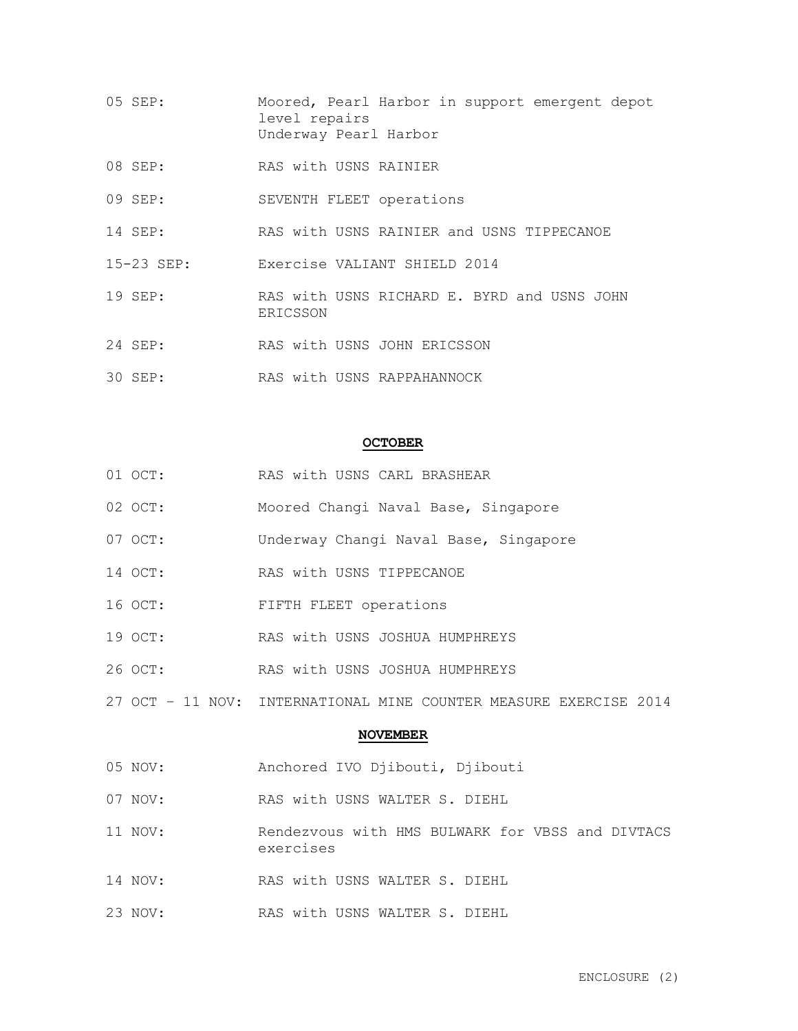05 SEP: Moored, Pearl Harbor in support emergent depot level repairs
Underway Pearl Harbor

08 SEP: RAS with USNS RAINIER

09 SEP: SEVENTH FLEET operations

14 SEP: RAS with USNS RAINIER and USNS TIPPECANOE

15-23 SEP: Exercise VALIANT SHIELD 2014

19 SEP: RAS with USNS RICHARD E. BYRD and USNS JOHN ERICSSON

24 SEP: RAS with USNS JOHN ERICSSON

30 SEP: RAS with USNS RAPPAHANNOCK

## OCTOBER

01 OCT: RAS with USNS CARL BRASHEAR

02 OCT: Moored Changi Naval Base, Singapore

07 OCT: Underway Changi Naval Base, Singapore

14 OCT: RAS with USNS TIPPECANOE

16 OCT: FIFTH FLEET operations

19 OCT: RAS with USNS JOSHUA HUMPHREYS

26 OCT: RAS with USNS JOSHUA HUMPHREYS

27 OCT – 11 NOV: INTERNATIONAL MINE COUNTER MEASURE EXERCISE 2014

## NOVEMBER

05 NOV: Anchored IVO Djibouti, Djibouti

07 NOV: RAS with USNS WALTER S. DIEHL

11 NOV: Rendezvous with HMS BULWARK for VBSS and DIVTACS exercises

14 NOV: RAS with USNS WALTER S. DIEHL

23 NOV: RAS with USNS WALTER S. DIEHL

ENCLOSURE (2)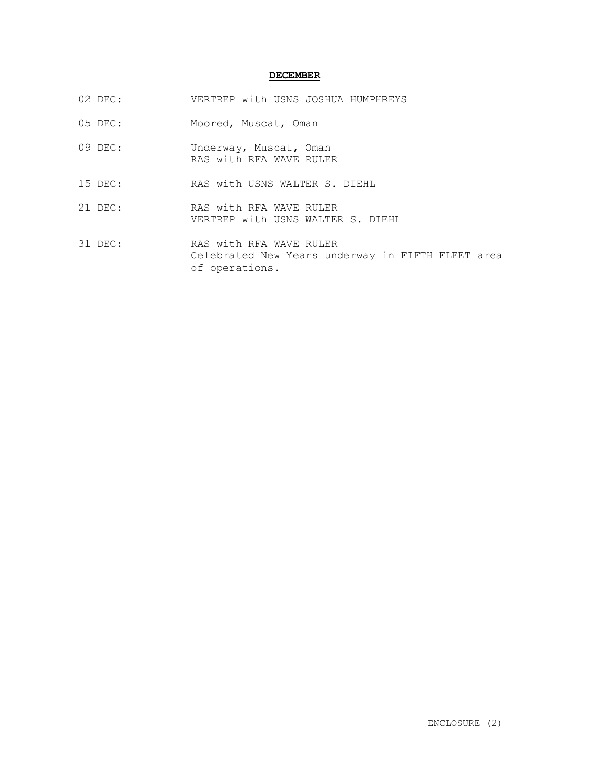## DECEMBER

| | |
|---|---|
| 02 DEC: | VERTREP with USNS JOSHUA HUMPHREYS |
| 05 DEC: | Moored, Muscat, Oman |
| 09 DEC: | Underway, Muscat, Oman<br>RAS with RFA WAVE RULER |
| 15 DEC: | RAS with USNS WALTER S. DIEHL |
| 21 DEC: | RAS with RFA WAVE RULER<br>VERTREP with USNS WALTER S. DIEHL |
| 31 DEC: | RAS with RFA WAVE RULER<br>Celebrated New Years underway in FIFTH FLEET area of operations. |

ENCLOSURE (2)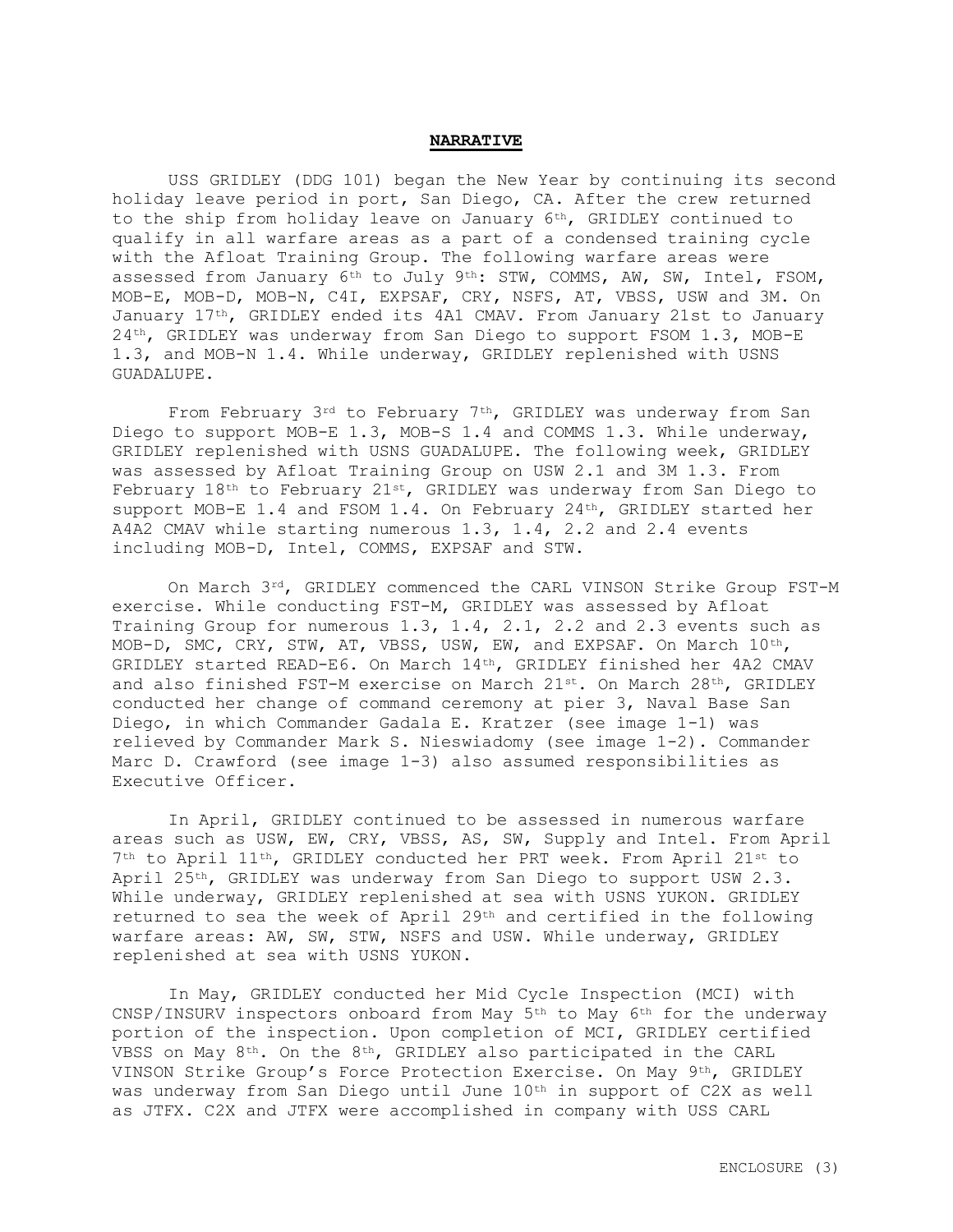**NARRATIVE**

USS GRIDLEY (DDG 101) began the New Year by continuing its second holiday leave period in port, San Diego, CA. After the crew returned to the ship from holiday leave on January 6th, GRIDLEY continued to qualify in all warfare areas as a part of a condensed training cycle with the Afloat Training Group. The following warfare areas were assessed from January 6th to July 9th: STW, COMMS, AW, SW, Intel, FSOM, MOB-E, MOB-D, MOB-N, C4I, EXPSAF, CRY, NSFS, AT, VBSS, USW and 3M. On January 17th, GRIDLEY ended its 4A1 CMAV. From January 21st to January 24th, GRIDLEY was underway from San Diego to support FSOM 1.3, MOB-E 1.3, and MOB-N 1.4. While underway, GRIDLEY replenished with USNS GUADALUPE.

From February 3rd to February 7th, GRIDLEY was underway from San Diego to support MOB-E 1.3, MOB-S 1.4 and COMMS 1.3. While underway, GRIDLEY replenished with USNS GUADALUPE. The following week, GRIDLEY was assessed by Afloat Training Group on USW 2.1 and 3M 1.3. From February 18th to February 21st, GRIDLEY was underway from San Diego to support MOB-E 1.4 and FSOM 1.4. On February 24th, GRIDLEY started her A4A2 CMAV while starting numerous 1.3, 1.4, 2.2 and 2.4 events including MOB-D, Intel, COMMS, EXPSAF and STW.

On March 3rd, GRIDLEY commenced the CARL VINSON Strike Group FST-M exercise. While conducting FST-M, GRIDLEY was assessed by Afloat Training Group for numerous 1.3, 1.4, 2.1, 2.2 and 2.3 events such as MOB-D, SMC, CRY, STW, AT, VBSS, USW, EW, and EXPSAF. On March 10th, GRIDLEY started READ-E6. On March 14th, GRIDLEY finished her 4A2 CMAV and also finished FST-M exercise on March 21st. On March 28th, GRIDLEY conducted her change of command ceremony at pier 3, Naval Base San Diego, in which Commander Gadala E. Kratzer (see image 1-1) was relieved by Commander Mark S. Nieswiadomy (see image 1-2). Commander Marc D. Crawford (see image 1-3) also assumed responsibilities as Executive Officer.

In April, GRIDLEY continued to be assessed in numerous warfare areas such as USW, EW, CRY, VBSS, AS, SW, Supply and Intel. From April 7th to April 11th, GRIDLEY conducted her PRT week. From April 21st to April 25th, GRIDLEY was underway from San Diego to support USW 2.3. While underway, GRIDLEY replenished at sea with USNS YUKON. GRIDLEY returned to sea the week of April 29th and certified in the following warfare areas: AW, SW, STW, NSFS and USW. While underway, GRIDLEY replenished at sea with USNS YUKON.

In May, GRIDLEY conducted her Mid Cycle Inspection (MCI) with CNSP/INSURV inspectors onboard from May 5th to May 6th for the underway portion of the inspection. Upon completion of MCI, GRIDLEY certified VBSS on May 8th. On the 8th, GRIDLEY also participated in the CARL VINSON Strike Group's Force Protection Exercise. On May 9th, GRIDLEY was underway from San Diego until June 10th in support of C2X as well as JTFX. C2X and JTFX were accomplished in company with USS CARL

ENCLOSURE (3)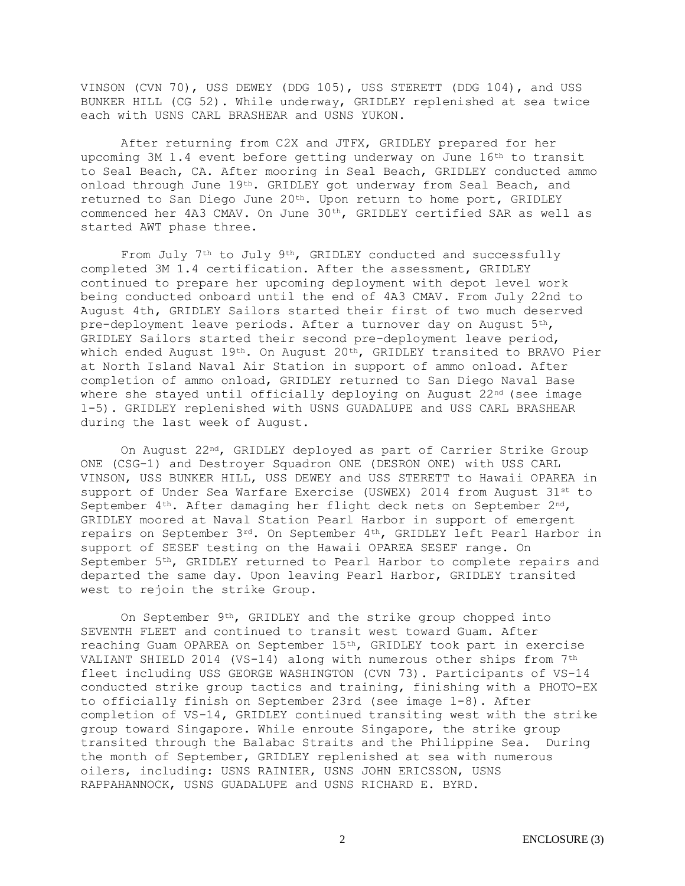VINSON (CVN 70), USS DEWEY (DDG 105), USS STERETT (DDG 104), and USS BUNKER HILL (CG 52). While underway, GRIDLEY replenished at sea twice each with USNS CARL BRASHEAR and USNS YUKON.

After returning from C2X and JTFX, GRIDLEY prepared for her upcoming 3M 1.4 event before getting underway on June 16th to transit to Seal Beach, CA. After mooring in Seal Beach, GRIDLEY conducted ammo onload through June 19th. GRIDLEY got underway from Seal Beach, and returned to San Diego June 20th. Upon return to home port, GRIDLEY commenced her 4A3 CMAV. On June 30th, GRIDLEY certified SAR as well as started AWT phase three.

From July 7th to July 9th, GRIDLEY conducted and successfully completed 3M 1.4 certification. After the assessment, GRIDLEY continued to prepare her upcoming deployment with depot level work being conducted onboard until the end of 4A3 CMAV. From July 22nd to August 4th, GRIDLEY Sailors started their first of two much deserved pre-deployment leave periods. After a turnover day on August 5th, GRIDLEY Sailors started their second pre-deployment leave period, which ended August 19th. On August 20th, GRIDLEY transited to BRAVO Pier at North Island Naval Air Station in support of ammo onload. After completion of ammo onload, GRIDLEY returned to San Diego Naval Base where she stayed until officially deploying on August 22nd (see image 1-5). GRIDLEY replenished with USNS GUADALUPE and USS CARL BRASHEAR during the last week of August.

On August 22nd, GRIDLEY deployed as part of Carrier Strike Group ONE (CSG-1) and Destroyer Squadron ONE (DESRON ONE) with USS CARL VINSON, USS BUNKER HILL, USS DEWEY and USS STERETT to Hawaii OPAREA in support of Under Sea Warfare Exercise (USWEX) 2014 from August 31st to September 4th. After damaging her flight deck nets on September 2nd, GRIDLEY moored at Naval Station Pearl Harbor in support of emergent repairs on September 3rd. On September 4th, GRIDLEY left Pearl Harbor in support of SESEF testing on the Hawaii OPAREA SESEF range. On September 5th, GRIDLEY returned to Pearl Harbor to complete repairs and departed the same day. Upon leaving Pearl Harbor, GRIDLEY transited west to rejoin the strike Group.

On September 9th, GRIDLEY and the strike group chopped into SEVENTH FLEET and continued to transit west toward Guam. After reaching Guam OPAREA on September 15th, GRIDLEY took part in exercise VALIANT SHIELD 2014 (VS-14) along with numerous other ships from 7th fleet including USS GEORGE WASHINGTON (CVN 73). Participants of VS-14 conducted strike group tactics and training, finishing with a PHOTO-EX to officially finish on September 23rd (see image 1-8). After completion of VS-14, GRIDLEY continued transiting west with the strike group toward Singapore. While enroute Singapore, the strike group transited through the Balabac Straits and the Philippine Sea. During the month of September, GRIDLEY replenished at sea with numerous oilers, including: USNS RAINIER, USNS JOHN ERICSSON, USNS RAPPAHANNOCK, USNS GUADALUPE and USNS RICHARD E. BYRD.

ENCLOSURE (3)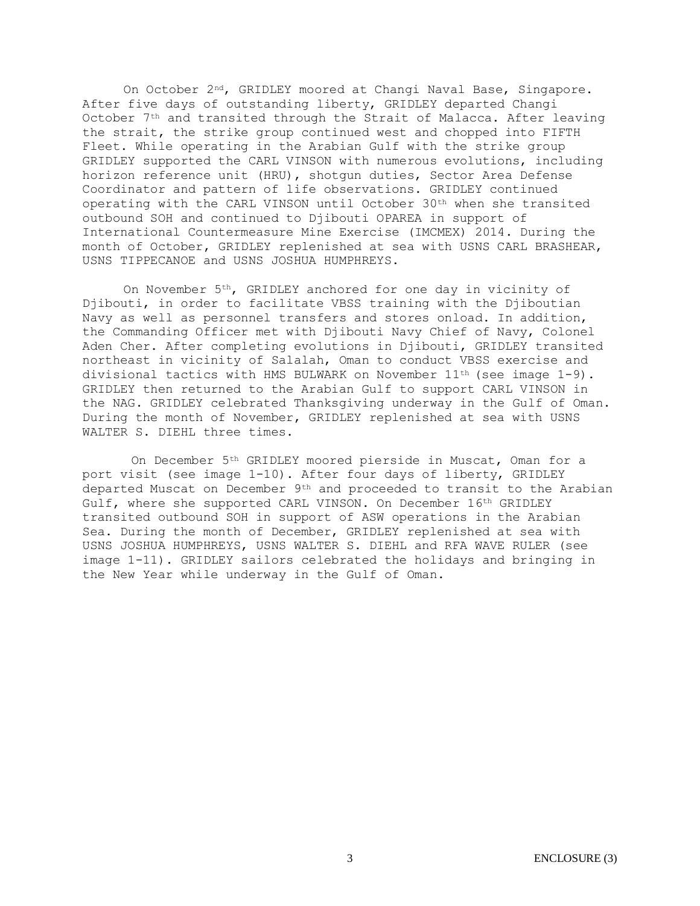On October 2nd, GRIDLEY moored at Changi Naval Base, Singapore. After five days of outstanding liberty, GRIDLEY departed Changi October 7th and transited through the Strait of Malacca. After leaving the strait, the strike group continued west and chopped into FIFTH Fleet. While operating in the Arabian Gulf with the strike group GRIDLEY supported the CARL VINSON with numerous evolutions, including horizon reference unit (HRU), shotgun duties, Sector Area Defense Coordinator and pattern of life observations. GRIDLEY continued operating with the CARL VINSON until October 30th when she transited outbound SOH and continued to Djibouti OPAREA in support of International Countermeasure Mine Exercise (IMCMEX) 2014. During the month of October, GRIDLEY replenished at sea with USNS CARL BRASHEAR, USNS TIPPECANOE and USNS JOSHUA HUMPHREYS.

On November 5th, GRIDLEY anchored for one day in vicinity of Djibouti, in order to facilitate VBSS training with the Djiboutian Navy as well as personnel transfers and stores onload. In addition, the Commanding Officer met with Djibouti Navy Chief of Navy, Colonel Aden Cher. After completing evolutions in Djibouti, GRIDLEY transited northeast in vicinity of Salalah, Oman to conduct VBSS exercise and divisional tactics with HMS BULWARK on November 11th (see image 1-9). GRIDLEY then returned to the Arabian Gulf to support CARL VINSON in the NAG. GRIDLEY celebrated Thanksgiving underway in the Gulf of Oman. During the month of November, GRIDLEY replenished at sea with USNS WALTER S. DIEHL three times.

On December 5th GRIDLEY moored pierside in Muscat, Oman for a port visit (see image 1-10). After four days of liberty, GRIDLEY departed Muscat on December 9th and proceeded to transit to the Arabian Gulf, where she supported CARL VINSON. On December 16th GRIDLEY transited outbound SOH in support of ASW operations in the Arabian Sea. During the month of December, GRIDLEY replenished at sea with USNS JOSHUA HUMPHREYS, USNS WALTER S. DIEHL and RFA WAVE RULER (see image 1-11). GRIDLEY sailors celebrated the holidays and bringing in the New Year while underway in the Gulf of Oman.

ENCLOSURE (3)